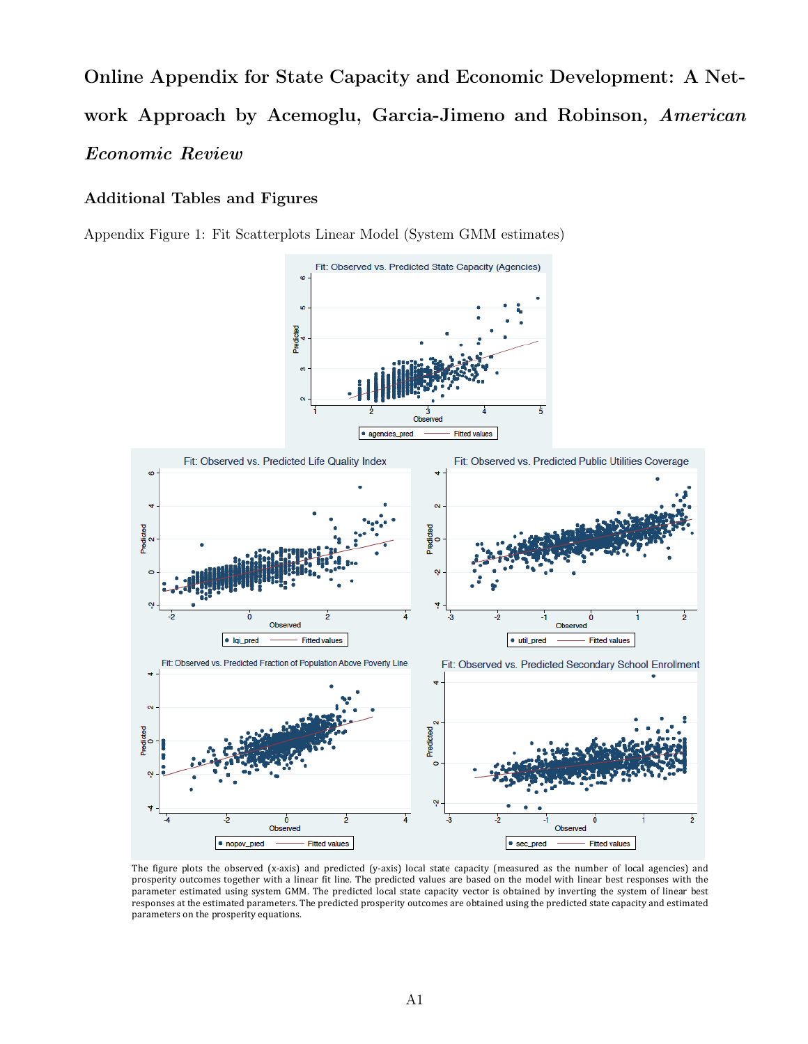# Online Appendix for State Capacity and Economic Development: A Network Approach by Acemoglu, Garcia-Jimeno and Robinson, *American Economic Review*

## Additional Tables and Figures

Appendix Figure 1: Fit Scatterplots Linear Model (System GMM estimates)

The figure plots the observed (x-axis) and predicted (y-axis) local state capacity (measured as the number of local agencies) and prosperity outcomes together with a linear fit line. The predicted values are based on the model with linear best responses with the parameter estimated using system GMM. The predicted local state capacity vector is obtained by inverting the system of linear best responses at the estimated parameters. The predicted prosperity outcomes are obtained using the predicted state capacity and estimated parameters on the prosperity equations.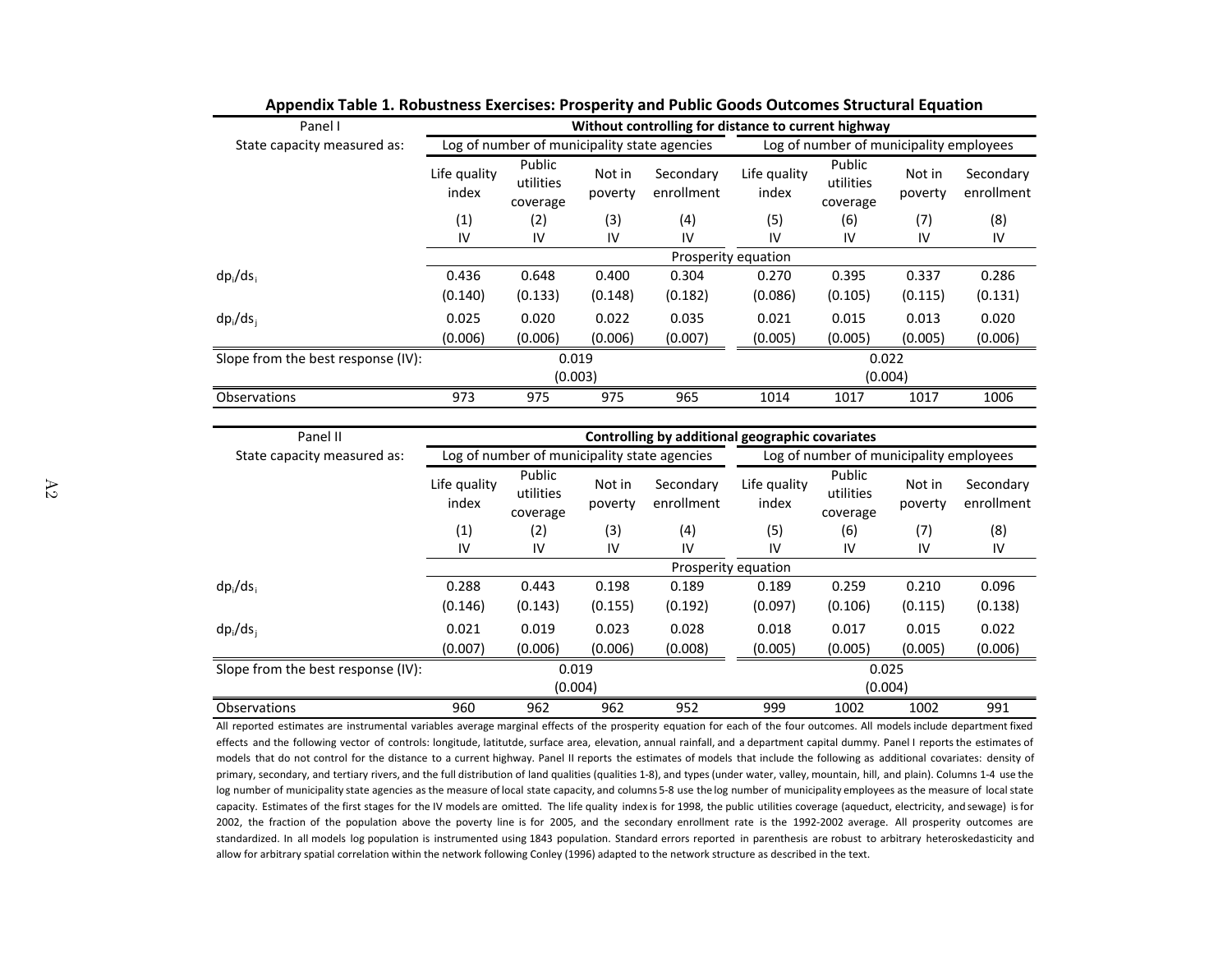**Appendix Table 1. Robustness Exercises: Prosperity and Public Goods Outcomes Structural Equation**

| Panel I | Without controlling for distance to current highway | | | | | | | |
|---|---|---|---|---|---|---|---|---|
| State capacity measured as: | Log of number of municipality state agencies | | | | Log of number of municipality employees | | | |
| | Life quality index | Public utilities coverage | Not in poverty | Secondary enrollment | Life quality index | Public utilities coverage | Not in poverty | Secondary enrollment |
| | (1) | (2) | (3) | (4) | (5) | (6) | (7) | (8) |
| | IV | IV | IV | IV | IV | IV | IV | IV |
| | Prosperity equation | | | | | | | |
| $dp_i/ds_i$ | 0.436 | 0.648 | 0.400 | 0.304 | 0.270 | 0.395 | 0.337 | 0.286 |
| | (0.140) | (0.133) | (0.148) | (0.182) | (0.086) | (0.105) | (0.115) | (0.131) |
| $dp_i/ds_j$ | 0.025 | 0.020 | 0.022 | 0.035 | 0.021 | 0.015 | 0.013 | 0.020 |
| | (0.006) | (0.006) | (0.006) | (0.007) | (0.005) | (0.005) | (0.005) | (0.006) |
| Slope from the best response (IV): | 0.019 | | | | 0.022 | | | |
| | (0.003) | | | | (0.004) | | | |
| Observations | 973 | 975 | 975 | 965 | 1014 | 1017 | 1017 | 1006 |

| Panel II | Controlling by additional geographic covariates | | | | | | | |
|---|---|---|---|---|---|---|---|---|
| State capacity measured as: | Log of number of municipality state agencies | | | | Log of number of municipality employees | | | |
| | Life quality index | Public utilities coverage | Not in poverty | Secondary enrollment | Life quality index | Public utilities coverage | Not in poverty | Secondary enrollment |
| | (1) | (2) | (3) | (4) | (5) | (6) | (7) | (8) |
| | IV | IV | IV | IV | IV | IV | IV | IV |
| | Prosperity equation | | | | | | | |
| $dp_i/ds_i$ | 0.288 | 0.443 | 0.198 | 0.189 | 0.189 | 0.259 | 0.210 | 0.096 |
| | (0.146) | (0.143) | (0.155) | (0.192) | (0.097) | (0.106) | (0.115) | (0.138) |
| $dp_i/ds_j$ | 0.021 | 0.019 | 0.023 | 0.028 | 0.018 | 0.017 | 0.015 | 0.022 |
| | (0.007) | (0.006) | (0.006) | (0.008) | (0.005) | (0.005) | (0.005) | (0.006) |
| Slope from the best response (IV): | 0.019 | | | | 0.025 | | | |
| | (0.004) | | | | (0.004) | | | |
| Observations | 960 | 962 | 962 | 952 | 999 | 1002 | 1002 | 991 |

All reported estimates are instrumental variables average marginal effects of the prosperity equation for each of the four outcomes. All models include department fixed effects and the following vector of controls: longitude, latitutde, surface area, elevation, annual rainfall, and a department capital dummy. Panel I reports the estimates of models that do not control for the distance to a current highway. Panel II reports the estimates of models that include the following as additional covariates: density of primary, secondary, and tertiary rivers, and the full distribution of land qualities (qualities 1-8), and types (under water, valley, mountain, hill, and plain). Columns 1-4 use the log number of municipality state agencies as the measure of local state capacity, and columns 5-8 use the log number of municipality employees as the measure of local state capacity. Estimates of the first stages for the IV models are omitted. The life quality index is for 1998, the public utilities coverage (aqueduct, electricity, and sewage) is for 2002, the fraction of the population above the poverty line is for 2005, and the secondary enrollment rate is the 1992-2002 average. All prosperity outcomes are standardized. In all models log population is instrumented using 1843 population. Standard errors reported in parenthesis are robust to arbitrary heteroskedasticity and allow for arbitrary spatial correlation within the network following Conley (1996) adapted to the network structure as described in the text.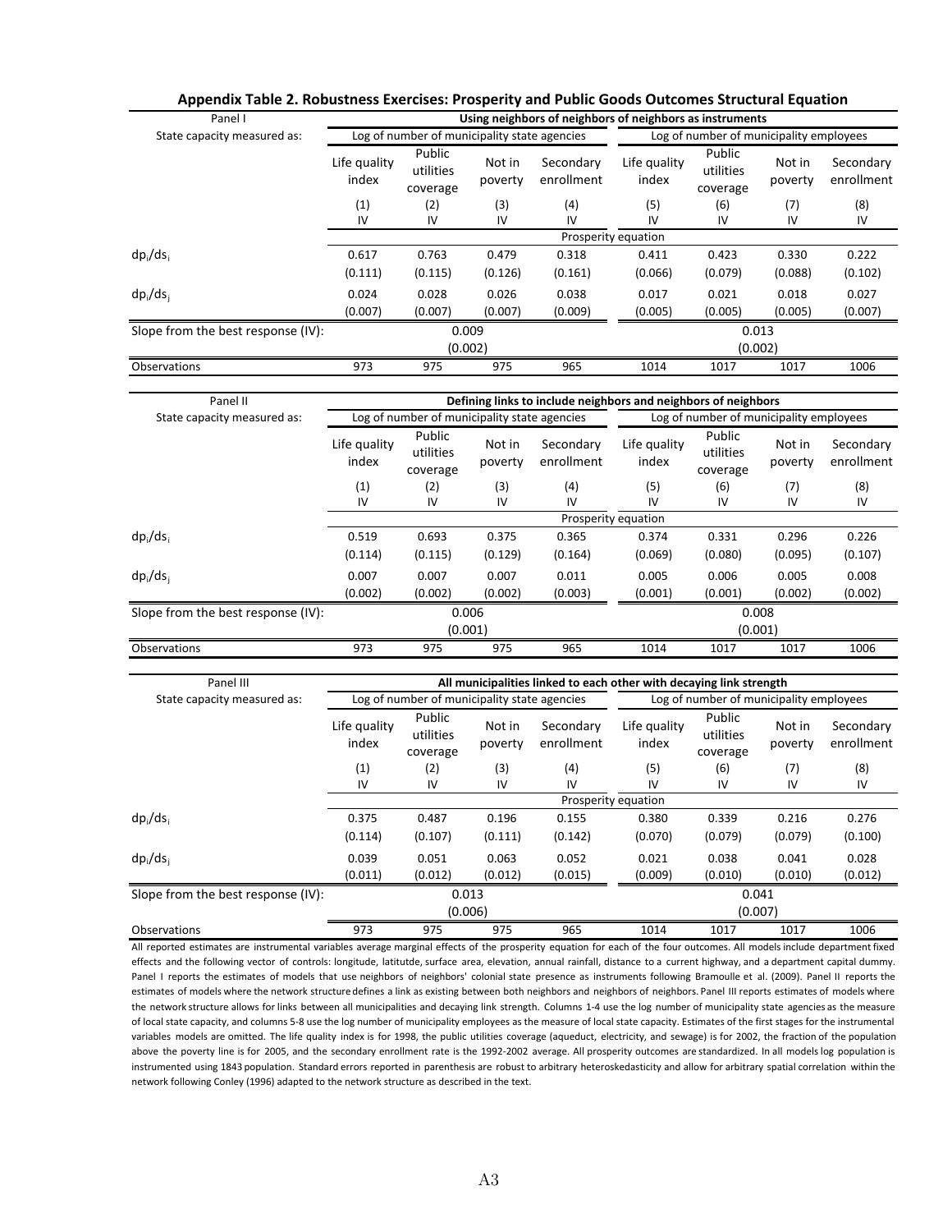**Appendix Table 2. Robustness Exercises: Prosperity and Public Goods Outcomes Structural Equation**

| Panel I | Using neighbors of neighbors of neighbors as instruments | | | | | | | |
|---|---|---|---|---|---|---|---|---|
| State capacity measured as: | Log of number of municipality state agencies | | | | Log of number of municipality employees | | | |
| | Life quality index | Public utilities coverage | Not in poverty | Secondary enrollment | Life quality index | Public utilities coverage | Not in poverty | Secondary enrollment |
| | (1) | (2) | (3) | (4) | (5) | (6) | (7) | (8) |
| | IV | IV | IV | IV | IV | IV | IV | IV |
| | Prosperity equation | | | | | | | |
| $dp_i/ds_i$ | 0.617 | 0.763 | 0.479 | 0.318 | 0.411 | 0.423 | 0.330 | 0.222 |
| | (0.111) | (0.115) | (0.126) | (0.161) | (0.066) | (0.079) | (0.088) | (0.102) |
| $dp_i/ds_j$ | 0.024 | 0.028 | 0.026 | 0.038 | 0.017 | 0.021 | 0.018 | 0.027 |
| | (0.007) | (0.007) | (0.007) | (0.009) | (0.005) | (0.005) | (0.005) | (0.007) |
| Slope from the best response (IV): | 0.009 | | | | 0.013 | | | |
| | (0.002) | | | | (0.002) | | | |
| Observations | 973 | 975 | 975 | 965 | 1014 | 1017 | 1017 | 1006 |

| Panel II | Defining links to include neighbors and neighbors of neighbors | | | | | | | |
|---|---|---|---|---|---|---|---|---|
| State capacity measured as: | Log of number of municipality state agencies | | | | Log of number of municipality employees | | | |
| | Life quality index | Public utilities coverage | Not in poverty | Secondary enrollment | Life quality index | Public utilities coverage | Not in poverty | Secondary enrollment |
| | (1) | (2) | (3) | (4) | (5) | (6) | (7) | (8) |
| | IV | IV | IV | IV | IV | IV | IV | IV |
| | Prosperity equation | | | | | | | |
| $dp_i/ds_i$ | 0.519 | 0.693 | 0.375 | 0.365 | 0.374 | 0.331 | 0.296 | 0.226 |
| | (0.114) | (0.115) | (0.129) | (0.164) | (0.069) | (0.080) | (0.095) | (0.107) |
| $dp_i/ds_j$ | 0.007 | 0.007 | 0.007 | 0.011 | 0.005 | 0.006 | 0.005 | 0.008 |
| | (0.002) | (0.002) | (0.002) | (0.003) | (0.001) | (0.001) | (0.002) | (0.002) |
| Slope from the best response (IV): | 0.006 | | | | 0.008 | | | |
| | (0.001) | | | | (0.001) | | | |
| Observations | 973 | 975 | 975 | 965 | 1014 | 1017 | 1017 | 1006 |

| Panel III | All municipalities linked to each other with decaying link strength | | | | | | | |
|---|---|---|---|---|---|---|---|---|
| State capacity measured as: | Log of number of municipality state agencies | | | | Log of number of municipality employees | | | |
| | Life quality index | Public utilities coverage | Not in poverty | Secondary enrollment | Life quality index | Public utilities coverage | Not in poverty | Secondary enrollment |
| | (1) | (2) | (3) | (4) | (5) | (6) | (7) | (8) |
| | IV | IV | IV | IV | IV | IV | IV | IV |
| | Prosperity equation | | | | | | | |
| $dp_i/ds_i$ | 0.375 | 0.487 | 0.196 | 0.155 | 0.380 | 0.339 | 0.216 | 0.276 |
| | (0.114) | (0.107) | (0.111) | (0.142) | (0.070) | (0.079) | (0.079) | (0.100) |
| $dp_i/ds_j$ | 0.039 | 0.051 | 0.063 | 0.052 | 0.021 | 0.038 | 0.041 | 0.028 |
| | (0.011) | (0.012) | (0.012) | (0.015) | (0.009) | (0.010) | (0.010) | (0.012) |
| Slope from the best response (IV): | 0.013 | | | | 0.041 | | | |
| | (0.006) | | | | (0.007) | | | |
| Observations | 973 | 975 | 975 | 965 | 1014 | 1017 | 1017 | 1006 |

All reported estimates are instrumental variables average marginal effects of the prosperity equation for each of the four outcomes. All models include department fixed effects and the following vector of controls: longitude, latitutde, surface area, elevation, annual rainfall, distance to a current highway, and a department capital dummy. Panel I reports the estimates of models that use neighbors of neighbors' colonial state presence as instruments following Bramoulle et al. (2009). Panel II reports the estimates of models where the network structure defines a link as existing between both neighbors and neighbors of neighbors. Panel III reports estimates of models where the network structure allows for links between all municipalities and decaying link strength. Columns 1-4 use the log number of municipality state agencies as the measure of local state capacity, and columns 5-8 use the log number of municipality employees as the measure of local state capacity. Estimates of the first stages for the instrumental variables models are omitted. The life quality index is for 1998, the public utilities coverage (aqueduct, electricity, and sewage) is for 2002, the fraction of the population above the poverty line is for 2005, and the secondary enrollment rate is the 1992-2002 average. All prosperity outcomes are standardized. In all models log population is instrumented using 1843 population. Standard errors reported in parenthesis are robust to arbitrary heteroskedasticity and allow for arbitrary spatial correlation within the network following Conley (1996) adapted to the network structure as described in the text.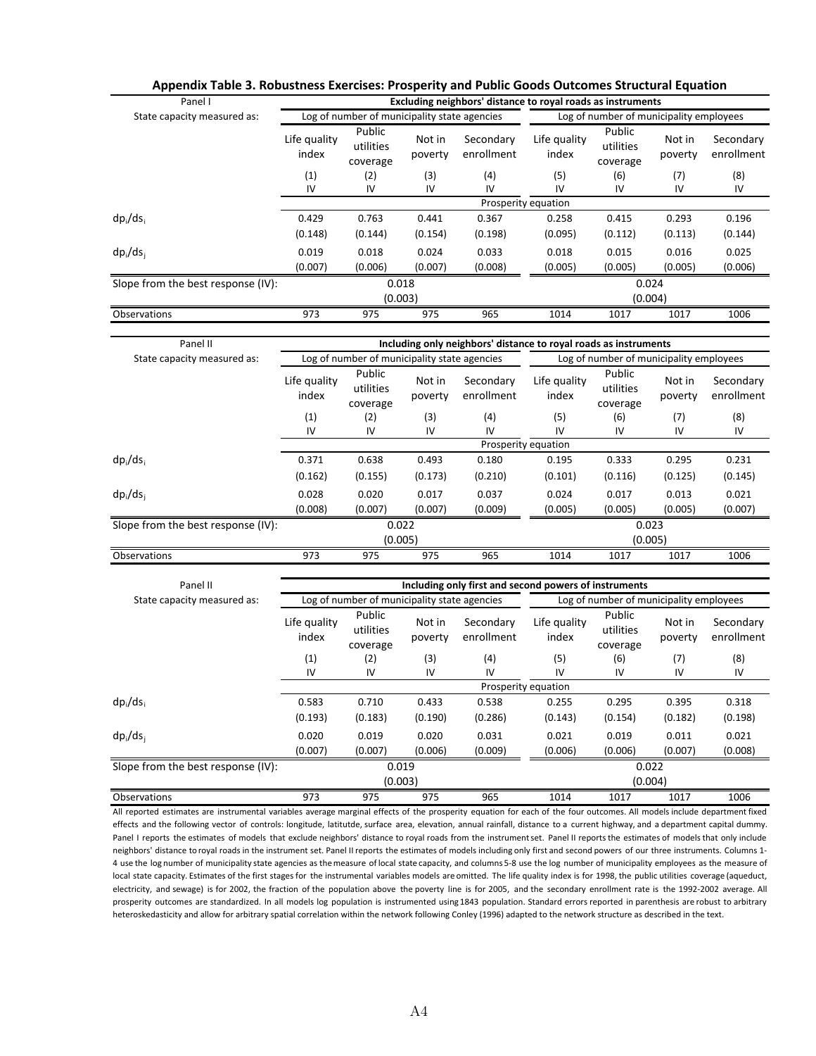## Appendix Table 3. Robustness Exercises: Prosperity and Public Goods Outcomes Structural Equation

| Panel I | Excluding neighbors' distance to royal roads as instruments | | | | | | | |
|---|---|---|---|---|---|---|---|---|
| State capacity measured as: | Log of number of municipality state agencies | | | | Log of number of municipality employees | | | |
| | Life quality index | Public utilities coverage | Not in poverty | Secondary enrollment | Life quality index | Public utilities coverage | Not in poverty | Secondary enrollment |
| | (1) | (2) | (3) | (4) | (5) | (6) | (7) | (8) |
| | IV | IV | IV | IV | IV | IV | IV | IV |
| | Prosperity equation | | | | | | | |
| $dp_i/ds_i$ | 0.429 | 0.763 | 0.441 | 0.367 | 0.258 | 0.415 | 0.293 | 0.196 |
| | (0.148) | (0.144) | (0.154) | (0.198) | (0.095) | (0.112) | (0.113) | (0.144) |
| $dp_i/ds_j$ | 0.019 | 0.018 | 0.024 | 0.033 | 0.018 | 0.015 | 0.016 | 0.025 |
| | (0.007) | (0.006) | (0.007) | (0.008) | (0.005) | (0.005) | (0.005) | (0.006) |
| Slope from the best response (IV): | 0.018 | | | | 0.024 | | | |
| | (0.003) | | | | (0.004) | | | |
| Observations | 973 | 975 | 975 | 965 | 1014 | 1017 | 1017 | 1006 |

| Panel II | Including only neighbors' distance to royal roads as instruments | | | | | | | |
|---|---|---|---|---|---|---|---|---|
| State capacity measured as: | Log of number of municipality state agencies | | | | Log of number of municipality employees | | | |
| | Life quality index | Public utilities coverage | Not in poverty | Secondary enrollment | Life quality index | Public utilities coverage | Not in poverty | Secondary enrollment |
| | (1) | (2) | (3) | (4) | (5) | (6) | (7) | (8) |
| | IV | IV | IV | IV | IV | IV | IV | IV |
| | Prosperity equation | | | | | | | |
| $dp_i/ds_i$ | 0.371 | 0.638 | 0.493 | 0.180 | 0.195 | 0.333 | 0.295 | 0.231 |
| | (0.162) | (0.155) | (0.173) | (0.210) | (0.101) | (0.116) | (0.125) | (0.145) |
| $dp_i/ds_j$ | 0.028 | 0.020 | 0.017 | 0.037 | 0.024 | 0.017 | 0.013 | 0.021 |
| | (0.008) | (0.007) | (0.007) | (0.009) | (0.005) | (0.005) | (0.005) | (0.007) |
| Slope from the best response (IV): | 0.022 | | | | 0.023 | | | |
| | (0.005) | | | | (0.005) | | | |
| Observations | 973 | 975 | 975 | 965 | 1014 | 1017 | 1017 | 1006 |

| Panel II | Including only first and second powers of instruments | | | | | | | |
|---|---|---|---|---|---|---|---|---|
| State capacity measured as: | Log of number of municipality state agencies | | | | Log of number of municipality employees | | | |
| | Life quality index | Public utilities coverage | Not in poverty | Secondary enrollment | Life quality index | Public utilities coverage | Not in poverty | Secondary enrollment |
| | (1) | (2) | (3) | (4) | (5) | (6) | (7) | (8) |
| | IV | IV | IV | IV | IV | IV | IV | IV |
| | Prosperity equation | | | | | | | |
| $dp_i/ds_i$ | 0.583 | 0.710 | 0.433 | 0.538 | 0.255 | 0.295 | 0.395 | 0.318 |
| | (0.193) | (0.183) | (0.190) | (0.286) | (0.143) | (0.154) | (0.182) | (0.198) |
| $dp_i/ds_j$ | 0.020 | 0.019 | 0.020 | 0.031 | 0.021 | 0.019 | 0.011 | 0.021 |
| | (0.007) | (0.007) | (0.006) | (0.009) | (0.006) | (0.006) | (0.007) | (0.008) |
| Slope from the best response (IV): | 0.019 | | | | 0.022 | | | |
| | (0.003) | | | | (0.004) | | | |
| Observations | 973 | 975 | 975 | 965 | 1014 | 1017 | 1017 | 1006 |

All reported estimates are instrumental variables average marginal effects of the prosperity equation for each of the four outcomes. All models include department fixed effects and the following vector of controls: longitude, latitutde, surface area, elevation, annual rainfall, distance to a current highway, and a department capital dummy. Panel I reports the estimates of models that exclude neighbors' distance to royal roads from the instrument set. Panel II reports the estimates of models that only include neighbors' distance to royal roads in the instrument set. Panel II reports the estimates of models including only first and second powers of our three instruments. Columns 1-4 use the log number of municipality state agencies as the measure of local state capacity, and columns 5-8 use the log number of municipality employees as the measure of local state capacity. Estimates of the first stages for the instrumental variables models are omitted. The life quality index is for 1998, the public utilities coverage (aqueduct, electricity, and sewage) is for 2002, the fraction of the population above the poverty line is for 2005, and the secondary enrollment rate is the 1992-2002 average. All prosperity outcomes are standardized. In all models log population is instrumented using 1843 population. Standard errors reported in parenthesis are robust to arbitrary heteroskedasticity and allow for arbitrary spatial correlation within the network following Conley (1996) adapted to the network structure as described in the text.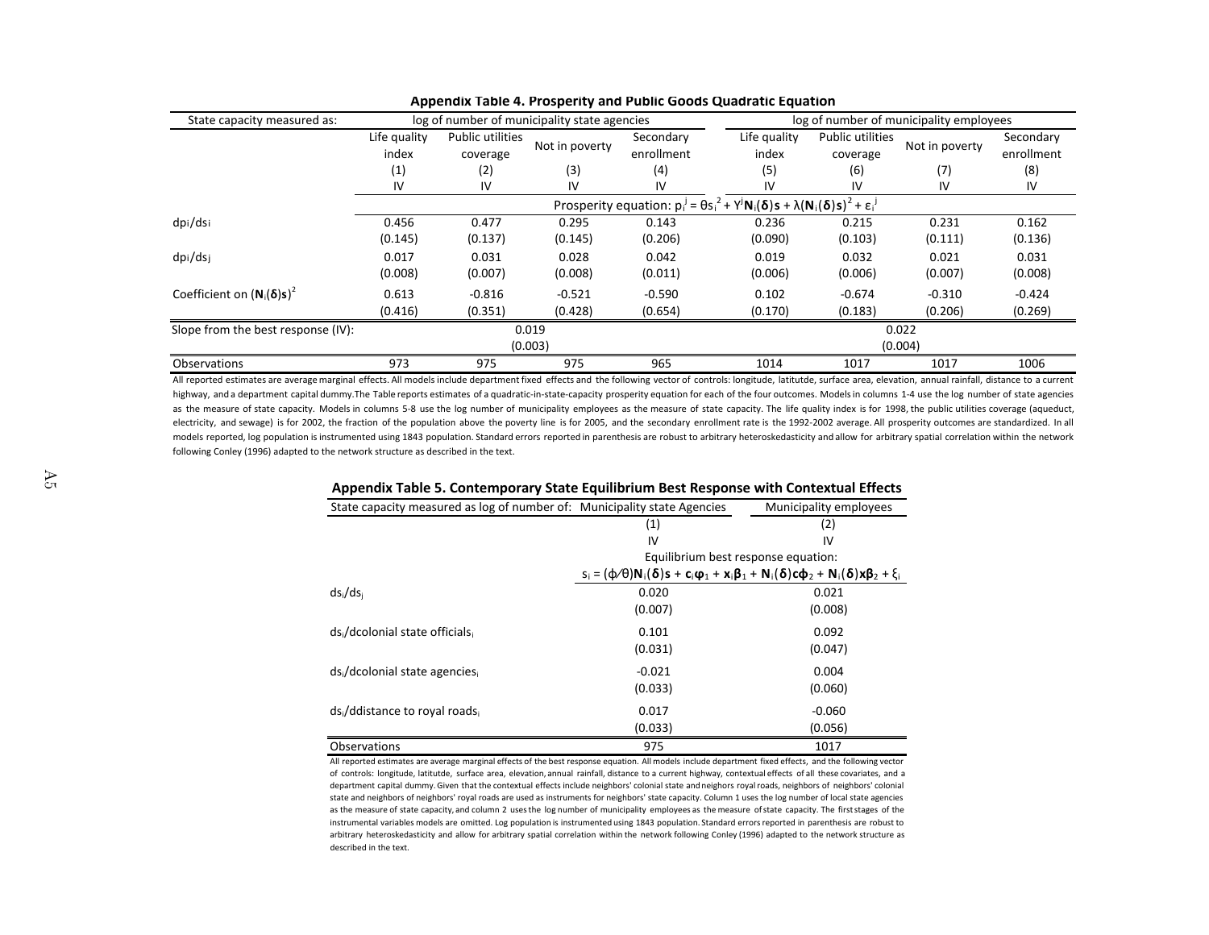**Appendix Table 4. Prosperity and Public Goods Quadratic Equation**

| State capacity measured as: | log of number of municipality state agencies | | | | log of number of municipality employees | | | |
|---|---|---|---|---|---|---|---|---|
| | Life quality index | Public utilities coverage | Not in poverty | Secondary enrollment | Life quality index | Public utilities coverage | Not in poverty | Secondary enrollment |
| | (1) | (2) | (3) | (4) | (5) | (6) | (7) | (8) |
| | IV | IV | IV | IV | IV | IV | IV | IV |
| | Prosperity equation: $p_i^j = \theta s_i^2 + \Upsilon^j \mathbf{N}_i(\boldsymbol{\delta})\mathbf{s} + \lambda(\mathbf{N}_i(\boldsymbol{\delta})\mathbf{s})^2 + \varepsilon_i^j$ | | | | | | | |
| $dp_i/ds_i$ | 0.456 | 0.477 | 0.295 | 0.143 | 0.236 | 0.215 | 0.231 | 0.162 |
| | (0.145) | (0.137) | (0.145) | (0.206) | (0.090) | (0.103) | (0.111) | (0.136) |
| $dp_i/ds_j$ | 0.017 | 0.031 | 0.028 | 0.042 | 0.019 | 0.032 | 0.021 | 0.031 |
| | (0.008) | (0.007) | (0.008) | (0.011) | (0.006) | (0.006) | (0.007) | (0.008) |
| Coefficient on $(\mathbf{N}_i(\boldsymbol{\delta})\mathbf{s})^2$ | 0.613 | -0.816 | -0.521 | -0.590 | 0.102 | -0.674 | -0.310 | -0.424 |
| | (0.416) | (0.351) | (0.428) | (0.654) | (0.170) | (0.183) | (0.206) | (0.269) |
| Slope from the best response (IV): | 0.019 | | | | 0.022 | | | |
| | (0.003) | | | | (0.004) | | | |
| Observations | 973 | 975 | 975 | 965 | 1014 | 1017 | 1017 | 1006 |

All reported estimates are average marginal effects. All models include department fixed effects and the following vector of controls: longitude, latitutde, surface area, elevation, annual rainfall, distance to a current highway, and a department capital dummy.The Table reports estimates of a quadratic-in-state-capacity prosperity equation for each of the four outcomes. Models in columns 1-4 use the log number of state agencies as the measure of state capacity. Models in columns 5-8 use the log number of municipality employees as the measure of state capacity. The life quality index is for 1998, the public utilities coverage (aqueduct, electricity, and sewage) is for 2002, the fraction of the population above the poverty line is for 2005, and the secondary enrollment rate is the 1992-2002 average. All prosperity outcomes are standardized. In all models reported, log population is instrumented using 1843 population. Standard errors reported in parenthesis are robust to arbitrary heteroskedasticity and allow for arbitrary spatial correlation within the network following Conley (1996) adapted to the network structure as described in the text.

**Appendix Table 5. Contemporary State Equilibrium Best Response with Contextual Effects**

| State capacity measured as log of number of: | Municipality state Agencies | Municipality employees |
|---|---|---|
| | (1) | (2) |
| | IV | IV |
| | Equilibrium best response equation: $s_i = (\phi/\theta)\mathbf{N}_i(\boldsymbol{\delta})\mathbf{s} + \mathbf{c}_i\boldsymbol{\varphi}_1 + \mathbf{x}_i\boldsymbol{\beta}_1 + \mathbf{N}_i(\boldsymbol{\delta})\mathbf{c}\boldsymbol{\phi}_2 + \mathbf{N}_i(\boldsymbol{\delta})\mathbf{x}\boldsymbol{\beta}_2 + \xi_i$ | |
| $ds_i/ds_j$ | 0.020 | 0.021 |
| | (0.007) | (0.008) |
| $ds_i$/dcolonial state officials$_i$ | 0.101 | 0.092 |
| | (0.031) | (0.047) |
| $ds_i$/dcolonial state agencies$_i$ | -0.021 | 0.004 |
| | (0.033) | (0.060) |
| $ds_i$/ddistance to royal roads$_i$ | 0.017 | -0.060 |
| | (0.033) | (0.056) |
| Observations | 975 | 1017 |

All reported estimates are average marginal effects of the best response equation. All models include department fixed effects, and the following vector of controls: longitude, latitutde, surface area, elevation, annual rainfall, distance to a current highway, contextual effects of all these covariates, and a department capital dummy. Given that the contextual effects include neighbors' colonial state and neighbors royal roads, neighbors of neighbors' colonial state and neighbors of neighbors' royal roads are used as instruments for neighbors' state capacity. Column 1 uses the log number of local state agencies as the measure of state capacity, and column 2 uses the log number of municipality employees as the measure of state capacity. The first stages of the instrumental variables models are omitted. Log population is instrumented using 1843 population. Standard errors reported in parenthesis are robust to arbitrary heteroskedasticity and allow for arbitrary spatial correlation within the network following Conley (1996) adapted to the network structure as described in the text.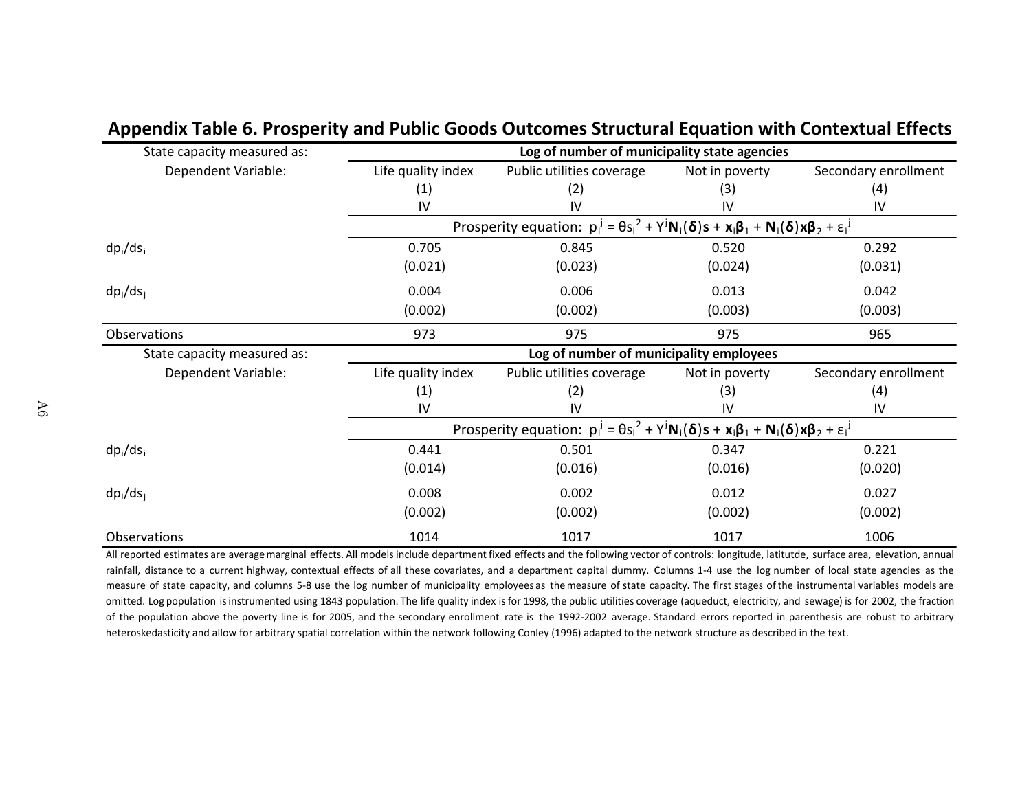## Appendix Table 6. Prosperity and Public Goods Outcomes Structural Equation with Contextual Effects

| State capacity measured as: | Log of number of municipality state agencies | | | |
|---|---|---|---|---|
| Dependent Variable: | Life quality index | Public utilities coverage | Not in poverty | Secondary enrollment |
| | (1) | (2) | (3) | (4) |
| | IV | IV | IV | IV |
| | Prosperity equation: $p_i^j = \theta s_i^2 + \Upsilon^j \mathbf{N}_i(\boldsymbol{\delta})\mathbf{s} + \mathbf{x}_i\boldsymbol{\beta}_1 + \mathbf{N}_i(\boldsymbol{\delta})\mathbf{x}\boldsymbol{\beta}_2 + \varepsilon_i^j$ | | | |
| $dp_i/ds_i$ | 0.705 | 0.845 | 0.520 | 0.292 |
| | (0.021) | (0.023) | (0.024) | (0.031) |
| $dp_i/ds_j$ | 0.004 | 0.006 | 0.013 | 0.042 |
| | (0.002) | (0.002) | (0.003) | (0.003) |
| Observations | 973 | 975 | 975 | 965 |
| **State capacity measured as:** | **Log of number of municipality employees** | | | |
| Dependent Variable: | Life quality index | Public utilities coverage | Not in poverty | Secondary enrollment |
| | (1) | (2) | (3) | (4) |
| | IV | IV | IV | IV |
| | Prosperity equation: $p_i^j = \theta s_i^2 + \Upsilon^j \mathbf{N}_i(\boldsymbol{\delta})\mathbf{s} + \mathbf{x}_i\boldsymbol{\beta}_1 + \mathbf{N}_i(\boldsymbol{\delta})\mathbf{x}\boldsymbol{\beta}_2 + \varepsilon_i^j$ | | | |
| $dp_i/ds_i$ | 0.441 | 0.501 | 0.347 | 0.221 |
| | (0.014) | (0.016) | (0.016) | (0.020) |
| $dp_i/ds_j$ | 0.008 | 0.002 | 0.012 | 0.027 |
| | (0.002) | (0.002) | (0.002) | (0.002) |
| Observations | 1014 | 1017 | 1017 | 1006 |

All reported estimates are average marginal effects. All models include department fixed effects and the following vector of controls: longitude, latitutde, surface area, elevation, annual rainfall, distance to a current highway, contextual effects of all these covariates, and a department capital dummy. Columns 1-4 use the log number of local state agencies as the measure of state capacity, and columns 5-8 use the log number of municipality employees as the measure of state capacity. The first stages of the instrumental variables models are omitted. Log population is instrumented using 1843 population. The life quality index is for 1998, the public utilities coverage (aqueduct, electricity, and sewage) is for 2002, the fraction of the population above the poverty line is for 2005, and the secondary enrollment rate is the 1992-2002 average. Standard errors reported in parenthesis are robust to arbitrary heteroskedasticity and allow for arbitrary spatial correlation within the network following Conley (1996) adapted to the network structure as described in the text.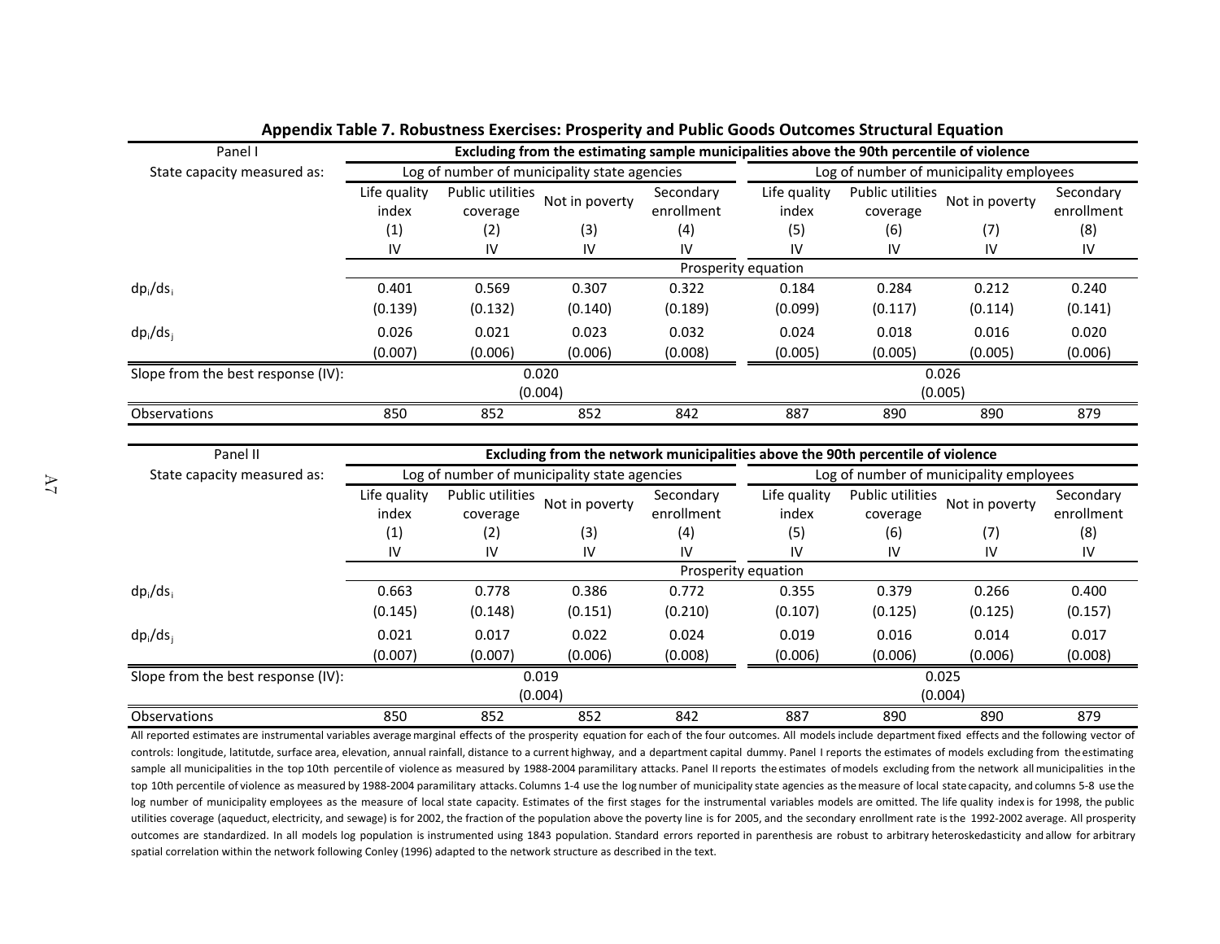**Appendix Table 7. Robustness Exercises: Prosperity and Public Goods Outcomes Structural Equation**

| Panel I | Excluding from the estimating sample municipalities above the 90th percentile of violence | | | | | | | |
|---|---|---|---|---|---|---|---|---|
| State capacity measured as: | Log of number of municipality state agencies | | | | Log of number of municipality employees | | | |
| | Life quality index | Public utilities coverage | Not in poverty | Secondary enrollment | Life quality index | Public utilities coverage | Not in poverty | Secondary enrollment |
| | (1) | (2) | (3) | (4) | (5) | (6) | (7) | (8) |
| | IV | IV | IV | IV | IV | IV | IV | IV |
| | Prosperity equation | | | | | | | |
| $dp_i/ds_i$ | 0.401 | 0.569 | 0.307 | 0.322 | 0.184 | 0.284 | 0.212 | 0.240 |
| | (0.139) | (0.132) | (0.140) | (0.189) | (0.099) | (0.117) | (0.114) | (0.141) |
| $dp_i/ds_j$ | 0.026 | 0.021 | 0.023 | 0.032 | 0.024 | 0.018 | 0.016 | 0.020 |
| | (0.007) | (0.006) | (0.006) | (0.008) | (0.005) | (0.005) | (0.005) | (0.006) |
| Slope from the best response (IV): | 0.020 | | | | 0.026 | | | |
| | (0.004) | | | | (0.005) | | | |
| Observations | 850 | 852 | 852 | 842 | 887 | 890 | 890 | 879 |

| Panel II | Excluding from the network municipalities above the 90th percentile of violence | | | | | | | |
|---|---|---|---|---|---|---|---|---|
| State capacity measured as: | Log of number of municipality state agencies | | | | Log of number of municipality employees | | | |
| | Life quality index | Public utilities coverage | Not in poverty | Secondary enrollment | Life quality index | Public utilities coverage | Not in poverty | Secondary enrollment |
| | (1) | (2) | (3) | (4) | (5) | (6) | (7) | (8) |
| | IV | IV | IV | IV | IV | IV | IV | IV |
| | Prosperity equation | | | | | | | |
| $dp_i/ds_i$ | 0.663 | 0.778 | 0.386 | 0.772 | 0.355 | 0.379 | 0.266 | 0.400 |
| | (0.145) | (0.148) | (0.151) | (0.210) | (0.107) | (0.125) | (0.125) | (0.157) |
| $dp_i/ds_j$ | 0.021 | 0.017 | 0.022 | 0.024 | 0.019 | 0.016 | 0.014 | 0.017 |
| | (0.007) | (0.007) | (0.006) | (0.008) | (0.006) | (0.006) | (0.006) | (0.008) |
| Slope from the best response (IV): | 0.019 | | | | 0.025 | | | |
| | (0.004) | | | | (0.004) | | | |
| Observations | 850 | 852 | 852 | 842 | 887 | 890 | 890 | 879 |

All reported estimates are instrumental variables average marginal effects of the prosperity equation for each of the four outcomes. All models include department fixed effects and the following vector of controls: longitude, latitutde, surface area, elevation, annual rainfall, distance to a current highway, and a department capital dummy. Panel I reports the estimates of models excluding from the estimating sample all municipalities in the top 10th percentile of violence as measured by 1988-2004 paramilitary attacks. Panel II reports the estimates of models excluding from the network all municipalities in the top 10th percentile of violence as measured by 1988-2004 paramilitary attacks. Columns 1-4 use the log number of municipality state agencies as the measure of local state capacity, and columns 5-8 use the log number of municipality employees as the measure of local state capacity. Estimates of the first stages for the instrumental variables models are omitted. The life quality index is for 1998, the public utilities coverage (aqueduct, electricity, and sewage) is for 2002, the fraction of the population above the poverty line is for 2005, and the secondary enrollment rate is the 1992-2002 average. All prosperity outcomes are standardized. In all models log population is instrumented using 1843 population. Standard errors reported in parenthesis are robust to arbitrary heteroskedasticity and allow for arbitrary spatial correlation within the network following Conley (1996) adapted to the network structure as described in the text.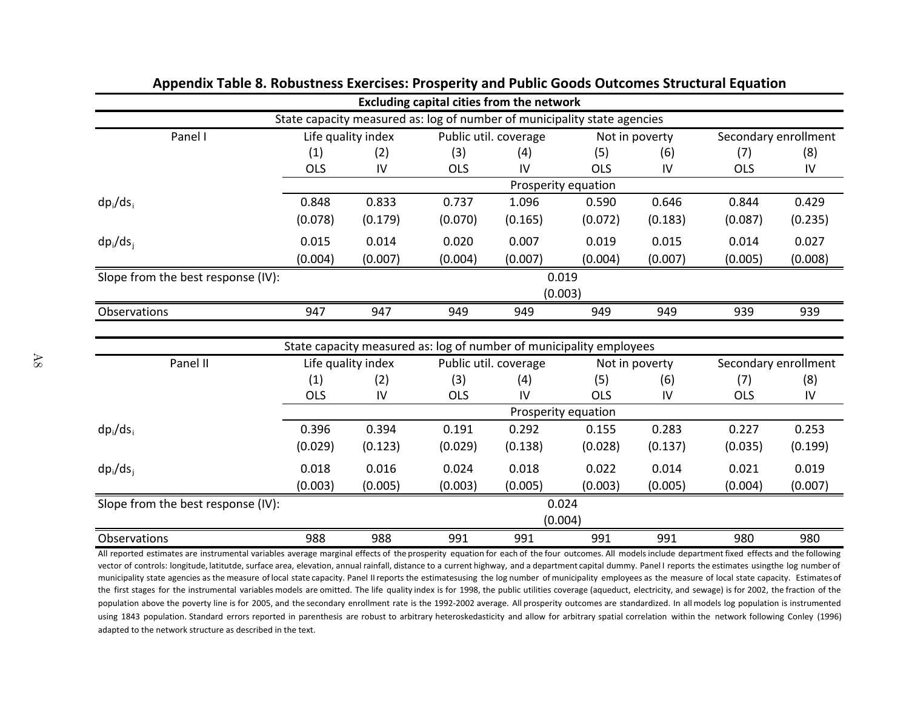## Appendix Table 8. Robustness Exercises: Prosperity and Public Goods Outcomes Structural Equation

**Excluding capital cities from the network**

State capacity measured as: log of number of municipality state agencies

| Panel I | Life quality index | | Public util. coverage | | Not in poverty | | Secondary enrollment | |
|---|---|---|---|---|---|---|---|---|
| | (1) | (2) | (3) | (4) | (5) | (6) | (7) | (8) |
| | OLS | IV | OLS | IV | OLS | IV | OLS | IV |
| | Prosperity equation | | | | | | | |
| $dp_i/ds_i$ | 0.848 | 0.833 | 0.737 | 1.096 | 0.590 | 0.646 | 0.844 | 0.429 |
| | (0.078) | (0.179) | (0.070) | (0.165) | (0.072) | (0.183) | (0.087) | (0.235) |
| $dp_i/ds_j$ | 0.015 | 0.014 | 0.020 | 0.007 | 0.019 | 0.015 | 0.014 | 0.027 |
| | (0.004) | (0.007) | (0.004) | (0.007) | (0.004) | (0.007) | (0.005) | (0.008) |
| Slope from the best response (IV): | 0.019 | | | | | | | |
| | (0.003) | | | | | | | |
| Observations | 947 | 947 | 949 | 949 | 949 | 949 | 939 | 939 |

State capacity measured as: log of number of municipality employees

| Panel II | Life quality index | | Public util. coverage | | Not in poverty | | Secondary enrollment | |
|---|---|---|---|---|---|---|---|---|
| | (1) | (2) | (3) | (4) | (5) | (6) | (7) | (8) |
| | OLS | IV | OLS | IV | OLS | IV | OLS | IV |
| | Prosperity equation | | | | | | | |
| $dp_i/ds_i$ | 0.396 | 0.394 | 0.191 | 0.292 | 0.155 | 0.283 | 0.227 | 0.253 |
| | (0.029) | (0.123) | (0.029) | (0.138) | (0.028) | (0.137) | (0.035) | (0.199) |
| $dp_i/ds_j$ | 0.018 | 0.016 | 0.024 | 0.018 | 0.022 | 0.014 | 0.021 | 0.019 |
| | (0.003) | (0.005) | (0.003) | (0.005) | (0.003) | (0.005) | (0.004) | (0.007) |
| Slope from the best response (IV): | 0.024 | | | | | | | |
| | (0.004) | | | | | | | |
| Observations | 988 | 988 | 991 | 991 | 991 | 991 | 980 | 980 |

All reported estimates are instrumental variables average marginal effects of the prosperity equation for each of the four outcomes. All models include department fixed effects and the following vector of controls: longitude, latitutde, surface area, elevation, annual rainfall, distance to a current highway, and a department capital dummy. Panel I reports the estimates usingthe log number of municipality state agencies as the measure of local state capacity. Panel II reports the estimatesusing the log number of municipality employees as the measure of local state capacity. Estimates of the first stages for the instrumental variables models are omitted. The life quality index is for 1998, the public utilities coverage (aqueduct, electricity, and sewage) is for 2002, the fraction of the population above the poverty line is for 2005, and the secondary enrollment rate is the 1992-2002 average. All prosperity outcomes are standardized. In all models log population is instrumented using 1843 population. Standard errors reported in parenthesis are robust to arbitrary heteroskedasticity and allow for arbitrary spatial correlation within the network following Conley (1996) adapted to the network structure as described in the text.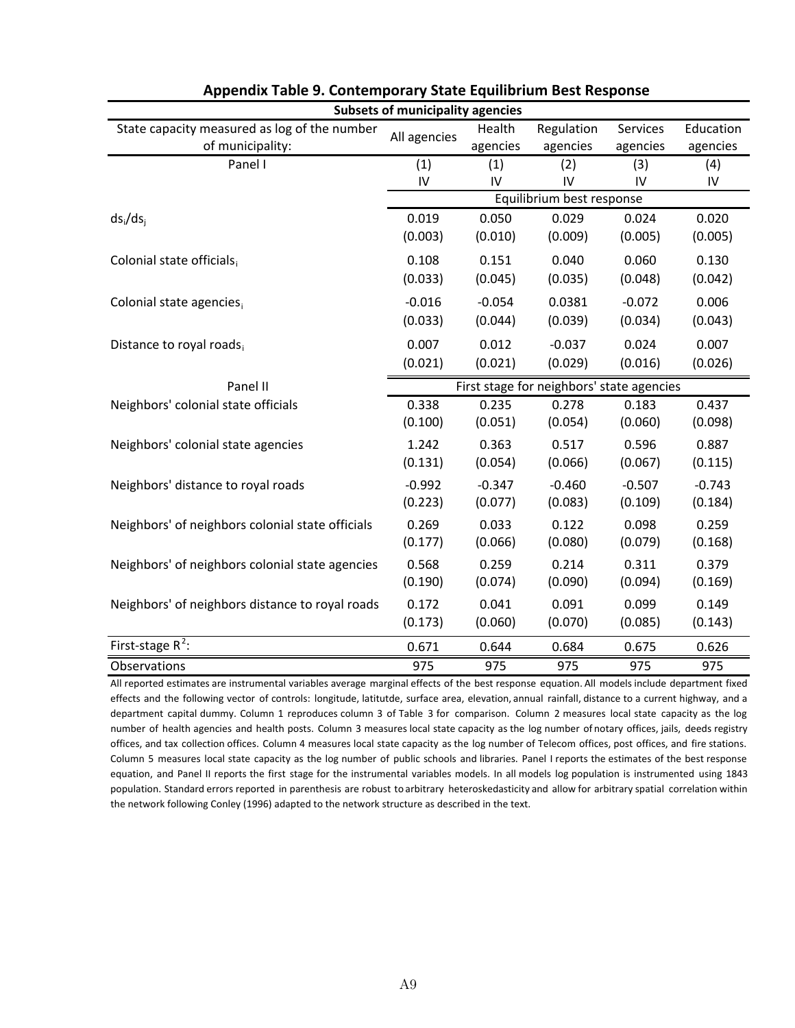## Appendix Table 9. Contemporary State Equilibrium Best Response

| Subsets of municipality agencies | | | | | |
|---|---|---|---|---|---|
| State capacity measured as log of the number of municipality: | All agencies | Health agencies | Regulation agencies | Services agencies | Education agencies |
| Panel I | (1) | (1) | (2) | (3) | (4) |
| | IV | IV | IV | IV | IV |
| | Equilibrium best response | | | | |
| $ds_i/ds_j$ | 0.019 | 0.050 | 0.029 | 0.024 | 0.020 |
| | (0.003) | (0.010) | (0.009) | (0.005) | (0.005) |
| Colonial state officials$_i$ | 0.108 | 0.151 | 0.040 | 0.060 | 0.130 |
| | (0.033) | (0.045) | (0.035) | (0.048) | (0.042) |
| Colonial state agencies$_i$ | -0.016 | -0.054 | 0.0381 | -0.072 | 0.006 |
| | (0.033) | (0.044) | (0.039) | (0.034) | (0.043) |
| Distance to royal roads$_i$ | 0.007 | 0.012 | -0.037 | 0.024 | 0.007 |
| | (0.021) | (0.021) | (0.029) | (0.016) | (0.026) |
| Panel II | First stage for neighbors' state agencies | | | | |
| Neighbors' colonial state officials | 0.338 | 0.235 | 0.278 | 0.183 | 0.437 |
| | (0.100) | (0.051) | (0.054) | (0.060) | (0.098) |
| Neighbors' colonial state agencies | 1.242 | 0.363 | 0.517 | 0.596 | 0.887 |
| | (0.131) | (0.054) | (0.066) | (0.067) | (0.115) |
| Neighbors' distance to royal roads | -0.992 | -0.347 | -0.460 | -0.507 | -0.743 |
| | (0.223) | (0.077) | (0.083) | (0.109) | (0.184) |
| Neighbors' of neighbors colonial state officials | 0.269 | 0.033 | 0.122 | 0.098 | 0.259 |
| | (0.177) | (0.066) | (0.080) | (0.079) | (0.168) |
| Neighbors' of neighbors colonial state agencies | 0.568 | 0.259 | 0.214 | 0.311 | 0.379 |
| | (0.190) | (0.074) | (0.090) | (0.094) | (0.169) |
| Neighbors' of neighbors distance to royal roads | 0.172 | 0.041 | 0.091 | 0.099 | 0.149 |
| | (0.173) | (0.060) | (0.070) | (0.085) | (0.143) |
| First-stage $R^2$: | 0.671 | 0.644 | 0.684 | 0.675 | 0.626 |
| Observations | 975 | 975 | 975 | 975 | 975 |

All reported estimates are instrumental variables average marginal effects of the best response equation. All models include department fixed effects and the following vector of controls: longitude, latitutde, surface area, elevation, annual rainfall, distance to a current highway, and a department capital dummy. Column 1 reproduces column 3 of Table 3 for comparison. Column 2 measures local state capacity as the log number of health agencies and health posts. Column 3 measures local state capacity as the log number of notary offices, jails, deeds registry offices, and tax collection offices. Column 4 measures local state capacity as the log number of Telecom offices, post offices, and fire stations. Column 5 measures local state capacity as the log number of public schools and libraries. Panel I reports the estimates of the best response equation, and Panel II reports the first stage for the instrumental variables models. In all models log population is instrumented using 1843 population. Standard errors reported in parenthesis are robust to arbitrary heteroskedasticity and allow for arbitrary spatial correlation within the network following Conley (1996) adapted to the network structure as described in the text.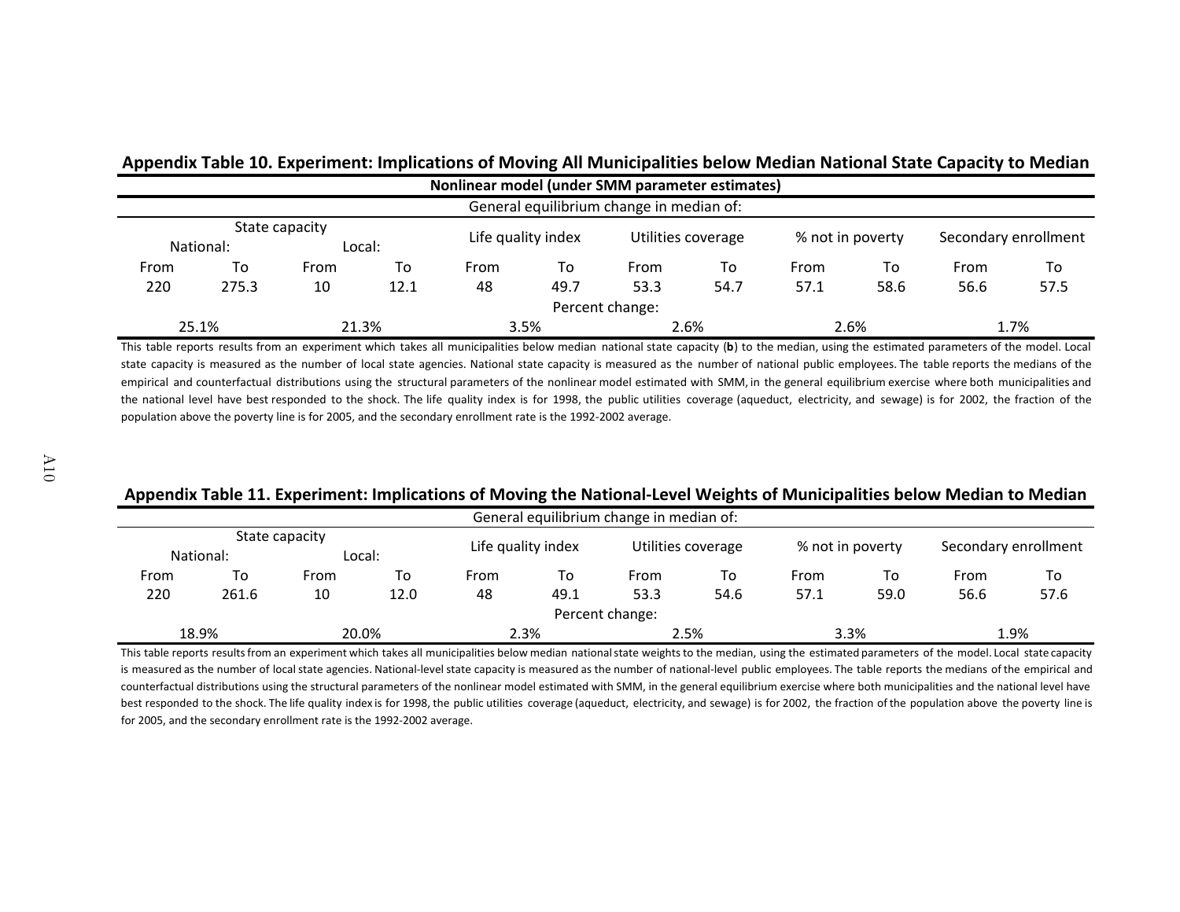## Appendix Table 10. Experiment: Implications of Moving All Municipalities below Median National State Capacity to Median

| Nonlinear model (under SMM parameter estimates) | | | | | | | | | | | |
|---|---|---|---|---|---|---|---|---|---|---|---|
| General equilibrium change in median of: | | | | | | | | | | | |
| State capacity | | | | Life quality index | | Utilities coverage | | % not in poverty | | Secondary enrollment | |
| National: | | Local: | | | | | | | | | |
| From | To | From | To | From | To | From | To | From | To | From | To |
| 220 | 275.3 | 10 | 12.1 | 48 | 49.7 | 53.3 | 54.7 | 57.1 | 58.6 | 56.6 | 57.5 |
| Percent change: | | | | | | | | | | | |
| 25.1% | | 21.3% | | 3.5% | | 2.6% | | 2.6% | | 1.7% | |

This table reports results from an experiment which takes all municipalities below median national state capacity (**b**) to the median, using the estimated parameters of the model. Local state capacity is measured as the number of local state agencies. National state capacity is measured as the number of national public employees. The table reports the medians of the empirical and counterfactual distributions using the structural parameters of the nonlinear model estimated with SMM, in the general equilibrium exercise where both municipalities and the national level have best responded to the shock. The life quality index is for 1998, the public utilities coverage (aqueduct, electricity, and sewage) is for 2002, the fraction of the population above the poverty line is for 2005, and the secondary enrollment rate is the 1992-2002 average.

## Appendix Table 11. Experiment: Implications of Moving the National-Level Weights of Municipalities below Median to Median

| General equilibrium change in median of: | | | | | | | | | | | |
|---|---|---|---|---|---|---|---|---|---|---|---|
| State capacity | | | | Life quality index | | Utilities coverage | | % not in poverty | | Secondary enrollment | |
| National: | | Local: | | | | | | | | | |
| From | To | From | To | From | To | From | To | From | To | From | To |
| 220 | 261.6 | 10 | 12.0 | 48 | 49.1 | 53.3 | 54.6 | 57.1 | 59.0 | 56.6 | 57.6 |
| Percent change: | | | | | | | | | | | |
| 18.9% | | 20.0% | | 2.3% | | 2.5% | | 3.3% | | 1.9% | |

This table reports results from an experiment which takes all municipalities below median national state weights to the median, using the estimated parameters of the model. Local state capacity is measured as the number of local state agencies. National-level state capacity is measured as the number of national-level public employees. The table reports the medians of the empirical and counterfactual distributions using the structural parameters of the nonlinear model estimated with SMM, in the general equilibrium exercise where both municipalities and the national level have best responded to the shock. The life quality index is for 1998, the public utilities coverage (aqueduct, electricity, and sewage) is for 2002, the fraction of the population above the poverty line is for 2005, and the secondary enrollment rate is the 1992-2002 average.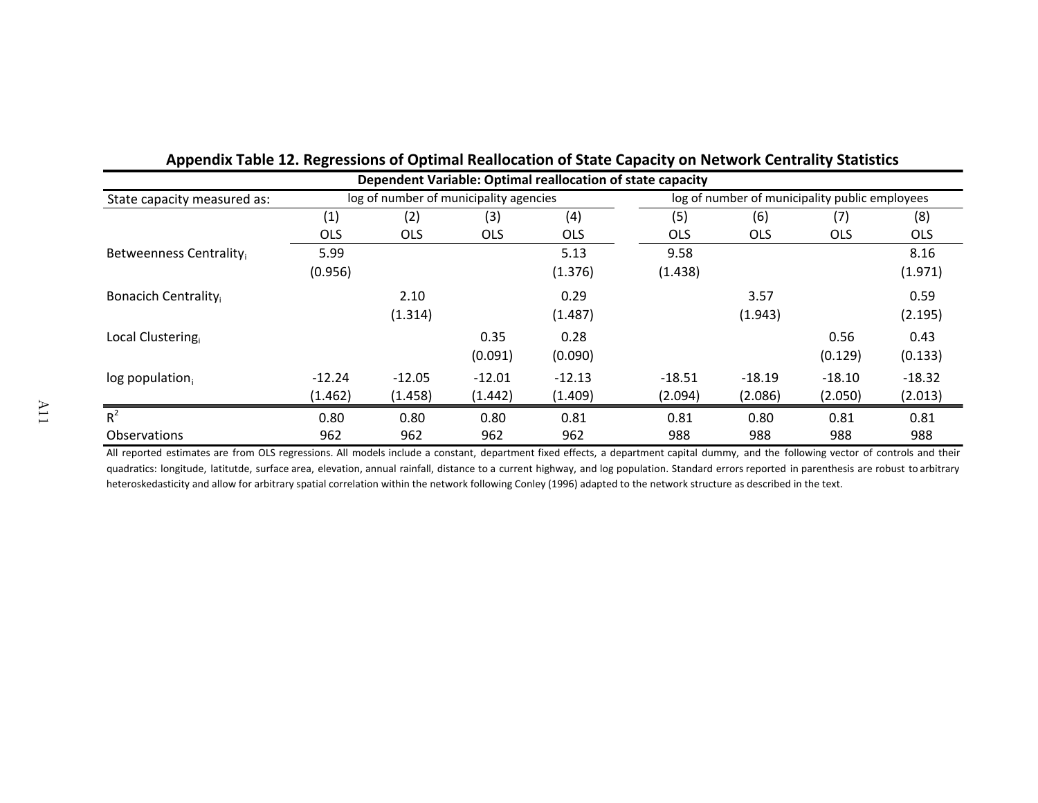## Appendix Table 12. Regressions of Optimal Reallocation of State Capacity on Network Centrality Statistics

| Dependent Variable: Optimal reallocation of state capacity | | | | | | | | |
|---|---|---|---|---|---|---|---|---|
| State capacity measured as: | log of number of municipality agencies | | | | log of number of municipality public employees | | | |
| | (1) | (2) | (3) | (4) | (5) | (6) | (7) | (8) |
| | OLS | OLS | OLS | OLS | OLS | OLS | OLS | OLS |
| Betweenness Centrality$_i$ | 5.99 | | | 5.13 | 9.58 | | | 8.16 |
| | (0.956) | | | (1.376) | (1.438) | | | (1.971) |
| Bonacich Centrality$_i$ | | 2.10 | | 0.29 | | 3.57 | | 0.59 |
| | | (1.314) | | (1.487) | | (1.943) | | (2.195) |
| Local Clustering$_i$ | | | 0.35 | 0.28 | | | 0.56 | 0.43 |
| | | | (0.091) | (0.090) | | | (0.129) | (0.133) |
| log population$_i$ | -12.24 | -12.05 | -12.01 | -12.13 | -18.51 | -18.19 | -18.10 | -18.32 |
| | (1.462) | (1.458) | (1.442) | (1.409) | (2.094) | (2.086) | (2.050) | (2.013) |
| $R^2$ | 0.80 | 0.80 | 0.80 | 0.81 | 0.81 | 0.80 | 0.81 | 0.81 |
| Observations | 962 | 962 | 962 | 962 | 988 | 988 | 988 | 988 |

All reported estimates are from OLS regressions. All models include a constant, department fixed effects, a department capital dummy, and the following vector of controls and their quadratics: longitude, latitutde, surface area, elevation, annual rainfall, distance to a current highway, and log population. Standard errors reported in parenthesis are robust to arbitrary heteroskedasticity and allow for arbitrary spatial correlation within the network following Conley (1996) adapted to the network structure as described in the text.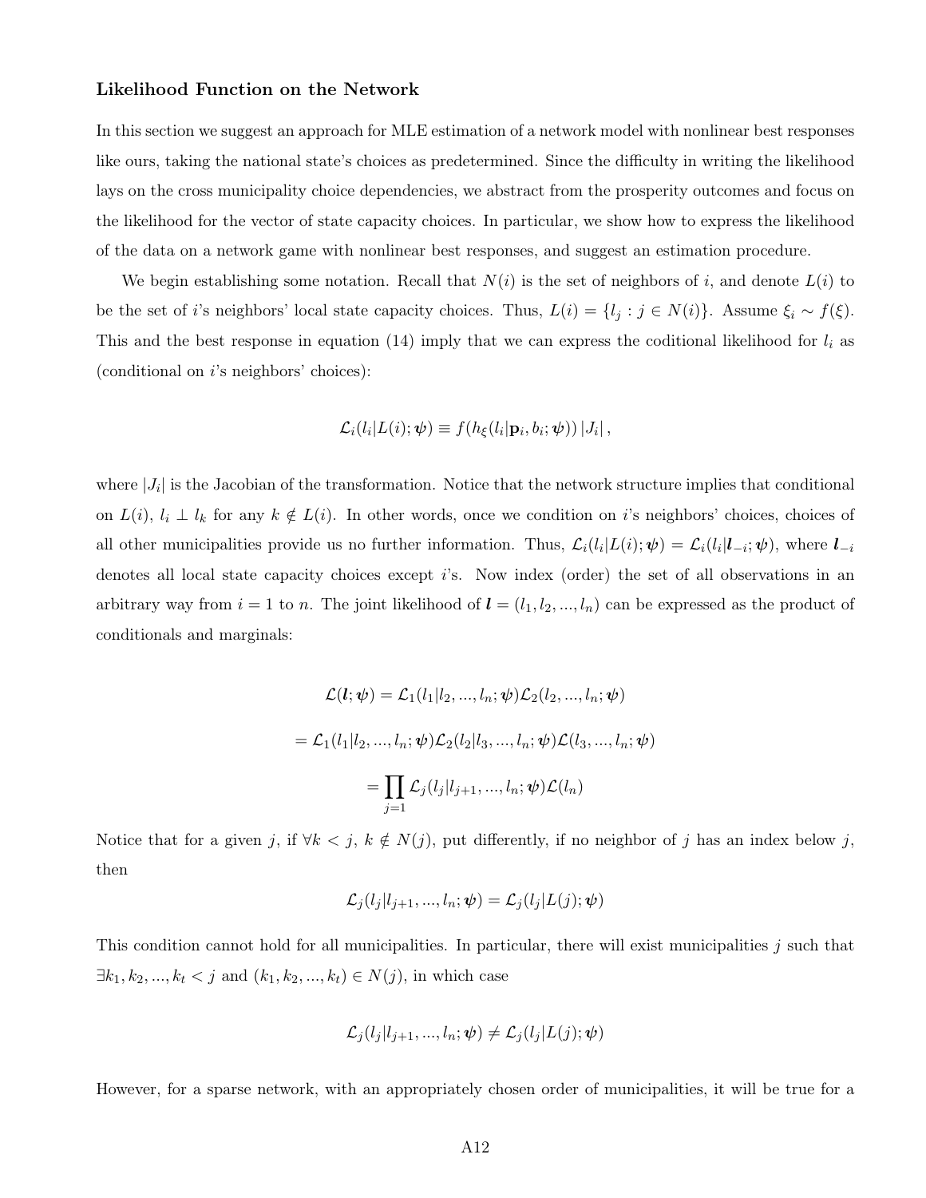**Likelihood Function on the Network**

In this section we suggest an approach for MLE estimation of a network model with nonlinear best responses like ours, taking the national state's choices as predetermined. Since the difficulty in writing the likelihood lays on the cross municipality choice dependencies, we abstract from the prosperity outcomes and focus on the likelihood for the vector of state capacity choices. In particular, we show how to express the likelihood of the data on a network game with nonlinear best responses, and suggest an estimation procedure.

We begin establishing some notation. Recall that $N(i)$ is the set of neighbors of $i$, and denote $L(i)$ to be the set of $i$'s neighbors' local state capacity choices. Thus, $L(i) = \{l_j : j \in N(i)\}$. Assume $\xi_i \sim f(\xi)$. This and the best response in equation (14) imply that we can express the coditional likelihood for $l_i$ as (conditional on $i$'s neighbors' choices):

$$\mathcal{L}_i(l_i|L(i);\boldsymbol{\psi}) \equiv f(h_\xi(l_i|\mathbf{p}_i, b_i;\boldsymbol{\psi}))\,|J_i|\,,$$

where $|J_i|$ is the Jacobian of the transformation. Notice that the network structure implies that conditional on $L(i)$, $l_i \perp l_k$ for any $k \notin L(i)$. In other words, once we condition on $i$'s neighbors' choices, choices of all other municipalities provide us no further information. Thus, $\mathcal{L}_i(l_i|L(i);\boldsymbol{\psi}) = \mathcal{L}_i(l_i|\boldsymbol{l}_{-i};\boldsymbol{\psi})$, where $\boldsymbol{l}_{-i}$ denotes all local state capacity choices except $i$'s. Now index (order) the set of all observations in an arbitrary way from $i = 1$ to $n$. The joint likelihood of $\boldsymbol{l} = (l_1, l_2, ..., l_n)$ can be expressed as the product of conditionals and marginals:

$$\mathcal{L}(\boldsymbol{l};\boldsymbol{\psi}) = \mathcal{L}_1(l_1|l_2,...,l_n;\boldsymbol{\psi})\mathcal{L}_2(l_2,...,l_n;\boldsymbol{\psi})$$

$$= \mathcal{L}_1(l_1|l_2,...,l_n;\boldsymbol{\psi})\mathcal{L}_2(l_2|l_3,...,l_n;\boldsymbol{\psi})\mathcal{L}(l_3,...,l_n;\boldsymbol{\psi})$$

$$= \prod_{j=1} \mathcal{L}_j(l_j|l_{j+1},...,l_n;\boldsymbol{\psi})\mathcal{L}(l_n)$$

Notice that for a given $j$, if $\forall k < j$, $k \notin N(j)$, put differently, if no neighbor of $j$ has an index below $j$, then

$$\mathcal{L}_j(l_j|l_{j+1},...,l_n;\boldsymbol{\psi}) = \mathcal{L}_j(l_j|L(j);\boldsymbol{\psi})$$

This condition cannot hold for all municipalities. In particular, there will exist municipalities $j$ such that $\exists k_1, k_2, ..., k_t < j$ and $(k_1, k_2, ..., k_t) \in N(j)$, in which case

$$\mathcal{L}_j(l_j|l_{j+1},...,l_n;\boldsymbol{\psi}) \neq \mathcal{L}_j(l_j|L(j);\boldsymbol{\psi})$$

However, for a sparse network, with an appropriately chosen order of municipalities, it will be true for a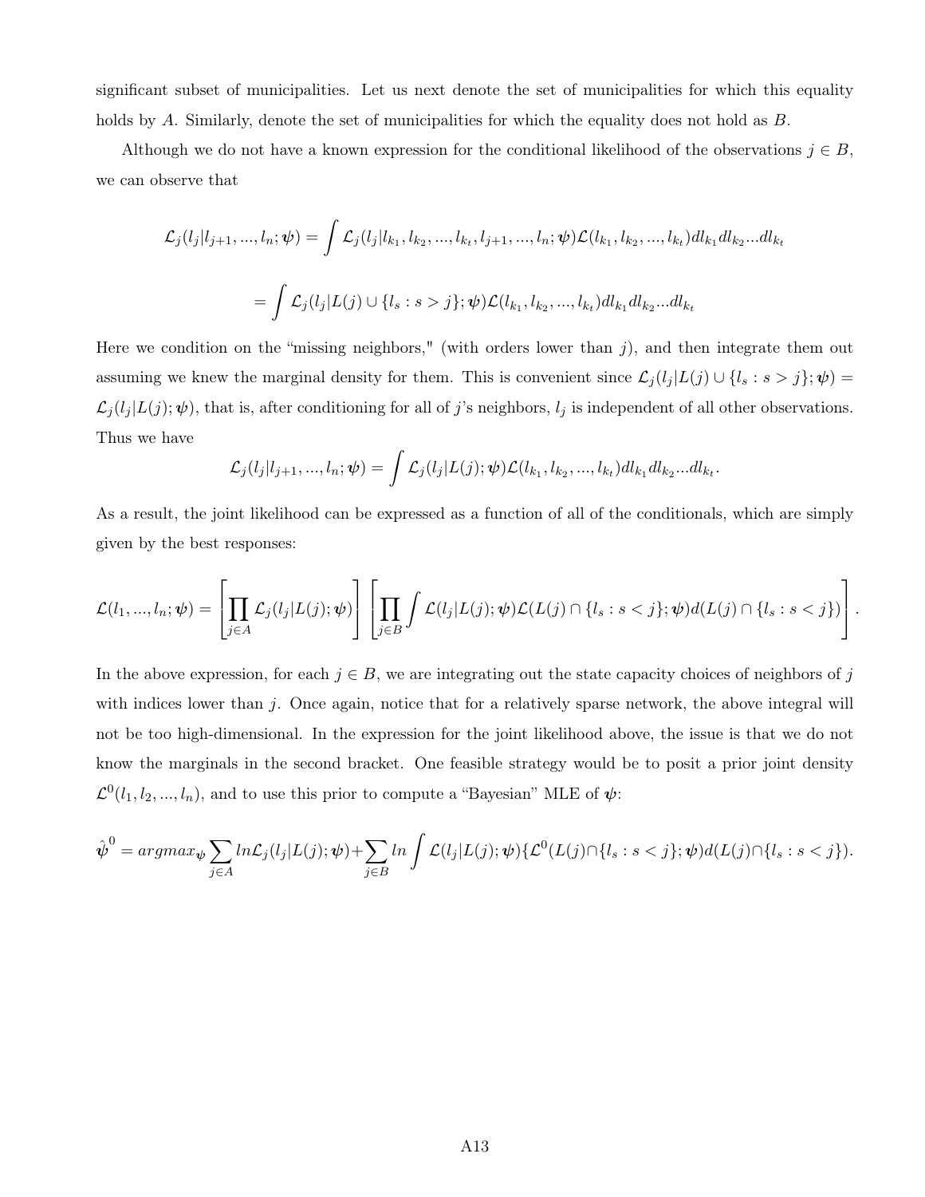significant subset of municipalities. Let us next denote the set of municipalities for which this equality holds by $A$. Similarly, denote the set of municipalities for which the equality does not hold as $B$.

Although we do not have a known expression for the conditional likelihood of the observations $j \in B$, we can observe that

$$\mathcal{L}_j(l_j|l_{j+1},...,l_n;\boldsymbol{\psi}) = \int \mathcal{L}_j(l_j|l_{k_1},l_{k_2},...,l_{k_t},l_{j+1},...,l_n;\boldsymbol{\psi})\mathcal{L}(l_{k_1},l_{k_2},...,l_{k_t})dl_{k_1}dl_{k_2}...dl_{k_t}$$

$$= \int \mathcal{L}_j(l_j|L(j) \cup \{l_s : s > j\};\boldsymbol{\psi})\mathcal{L}(l_{k_1},l_{k_2},...,l_{k_t})dl_{k_1}dl_{k_2}...dl_{k_t}$$

Here we condition on the "missing neighbors," (with orders lower than $j$), and then integrate them out assuming we knew the marginal density for them. This is convenient since $\mathcal{L}_j(l_j|L(j) \cup \{l_s : s > j\};\boldsymbol{\psi}) = \mathcal{L}_j(l_j|L(j);\boldsymbol{\psi})$, that is, after conditioning for all of $j$'s neighbors, $l_j$ is independent of all other observations. Thus we have

$$\mathcal{L}_j(l_j|l_{j+1},...,l_n;\boldsymbol{\psi}) = \int \mathcal{L}_j(l_j|L(j);\boldsymbol{\psi})\mathcal{L}(l_{k_1},l_{k_2},...,l_{k_t})dl_{k_1}dl_{k_2}...dl_{k_t}.$$

As a result, the joint likelihood can be expressed as a function of all of the conditionals, which are simply given by the best responses:

$$\mathcal{L}(l_1,...,l_n;\boldsymbol{\psi}) = \left[\prod_{j\in A} \mathcal{L}_j(l_j|L(j);\boldsymbol{\psi})\right]\left[\prod_{j\in B} \int \mathcal{L}(l_j|L(j);\boldsymbol{\psi})\mathcal{L}(L(j) \cap \{l_s : s < j\};\boldsymbol{\psi})d(L(j) \cap \{l_s : s < j\})\right].$$

In the above expression, for each $j \in B$, we are integrating out the state capacity choices of neighbors of $j$ with indices lower than $j$. Once again, notice that for a relatively sparse network, the above integral will not be too high-dimensional. In the expression for the joint likelihood above, the issue is that we do not know the marginals in the second bracket. One feasible strategy would be to posit a prior joint density $\mathcal{L}^0(l_1,l_2,...,l_n)$, and to use this prior to compute a "Bayesian" MLE of $\boldsymbol{\psi}$:

$$\hat{\boldsymbol{\psi}}^0 = argmax_{\boldsymbol{\psi}} \sum_{j\in A} ln\mathcal{L}_j(l_j|L(j);\boldsymbol{\psi}) + \sum_{j\in B} ln \int \mathcal{L}(l_j|L(j);\boldsymbol{\psi})\{\mathcal{L}^0(L(j) \cap \{l_s : s < j\};\boldsymbol{\psi})d(L(j) \cap \{l_s : s < j\}).$$